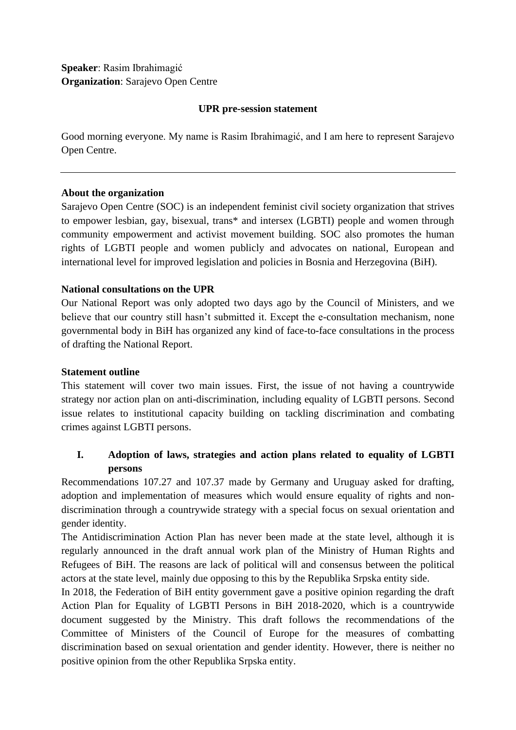**Speaker**: Rasim Ibrahimagić
**Organization**: Sarajevo Open Centre

**UPR pre-session statement**

Good morning everyone. My name is Rasim Ibrahimagić, and I am here to represent Sarajevo Open Centre.

---

**About the organization**

Sarajevo Open Centre (SOC) is an independent feminist civil society organization that strives to empower lesbian, gay, bisexual, trans* and intersex (LGBTI) people and women through community empowerment and activist movement building. SOC also promotes the human rights of LGBTI people and women publicly and advocates on national, European and international level for improved legislation and policies in Bosnia and Herzegovina (BiH).

**National consultations on the UPR**

Our National Report was only adopted two days ago by the Council of Ministers, and we believe that our country still hasn't submitted it. Except the e-consultation mechanism, none governmental body in BiH has organized any kind of face-to-face consultations in the process of drafting the National Report.

**Statement outline**

This statement will cover two main issues. First, the issue of not having a countrywide strategy nor action plan on anti-discrimination, including equality of LGBTI persons. Second issue relates to institutional capacity building on tackling discrimination and combating crimes against LGBTI persons.

## I. Adoption of laws, strategies and action plans related to equality of LGBTI persons

Recommendations 107.27 and 107.37 made by Germany and Uruguay asked for drafting, adoption and implementation of measures which would ensure equality of rights and non-discrimination through a countrywide strategy with a special focus on sexual orientation and gender identity.

The Antidiscrimination Action Plan has never been made at the state level, although it is regularly announced in the draft annual work plan of the Ministry of Human Rights and Refugees of BiH. The reasons are lack of political will and consensus between the political actors at the state level, mainly due opposing to this by the Republika Srpska entity side.

In 2018, the Federation of BiH entity government gave a positive opinion regarding the draft Action Plan for Equality of LGBTI Persons in BiH 2018-2020, which is a countrywide document suggested by the Ministry. This draft follows the recommendations of the Committee of Ministers of the Council of Europe for the measures of combatting discrimination based on sexual orientation and gender identity. However, there is neither no positive opinion from the other Republika Srpska entity.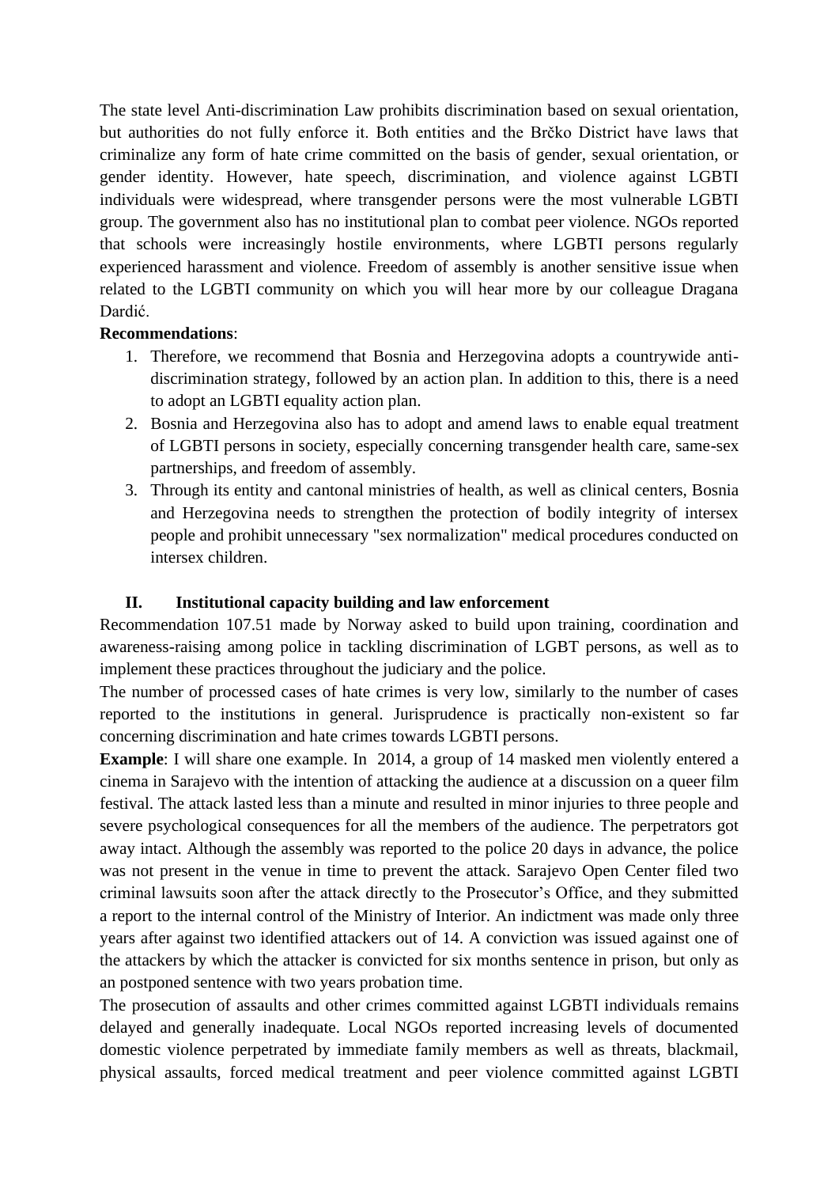The state level Anti-discrimination Law prohibits discrimination based on sexual orientation, but authorities do not fully enforce it. Both entities and the Brčko District have laws that criminalize any form of hate crime committed on the basis of gender, sexual orientation, or gender identity. However, hate speech, discrimination, and violence against LGBTI individuals were widespread, where transgender persons were the most vulnerable LGBTI group. The government also has no institutional plan to combat peer violence. NGOs reported that schools were increasingly hostile environments, where LGBTI persons regularly experienced harassment and violence. Freedom of assembly is another sensitive issue when related to the LGBTI community on which you will hear more by our colleague Dragana Dardić.

**Recommendations**:

1. Therefore, we recommend that Bosnia and Herzegovina adopts a countrywide anti-discrimination strategy, followed by an action plan. In addition to this, there is a need to adopt an LGBTI equality action plan.
2. Bosnia and Herzegovina also has to adopt and amend laws to enable equal treatment of LGBTI persons in society, especially concerning transgender health care, same-sex partnerships, and freedom of assembly.
3. Through its entity and cantonal ministries of health, as well as clinical centers, Bosnia and Herzegovina needs to strengthen the protection of bodily integrity of intersex people and prohibit unnecessary "sex normalization" medical procedures conducted on intersex children.

## II. Institutional capacity building and law enforcement

Recommendation 107.51 made by Norway asked to build upon training, coordination and awareness-raising among police in tackling discrimination of LGBT persons, as well as to implement these practices throughout the judiciary and the police.

The number of processed cases of hate crimes is very low, similarly to the number of cases reported to the institutions in general. Jurisprudence is practically non-existent so far concerning discrimination and hate crimes towards LGBTI persons.

**Example**: I will share one example. In 2014, a group of 14 masked men violently entered a cinema in Sarajevo with the intention of attacking the audience at a discussion on a queer film festival. The attack lasted less than a minute and resulted in minor injuries to three people and severe psychological consequences for all the members of the audience. The perpetrators got away intact. Although the assembly was reported to the police 20 days in advance, the police was not present in the venue in time to prevent the attack. Sarajevo Open Center filed two criminal lawsuits soon after the attack directly to the Prosecutor's Office, and they submitted a report to the internal control of the Ministry of Interior. An indictment was made only three years after against two identified attackers out of 14. A conviction was issued against one of the attackers by which the attacker is convicted for six months sentence in prison, but only as an postponed sentence with two years probation time.

The prosecution of assaults and other crimes committed against LGBTI individuals remains delayed and generally inadequate. Local NGOs reported increasing levels of documented domestic violence perpetrated by immediate family members as well as threats, blackmail, physical assaults, forced medical treatment and peer violence committed against LGBTI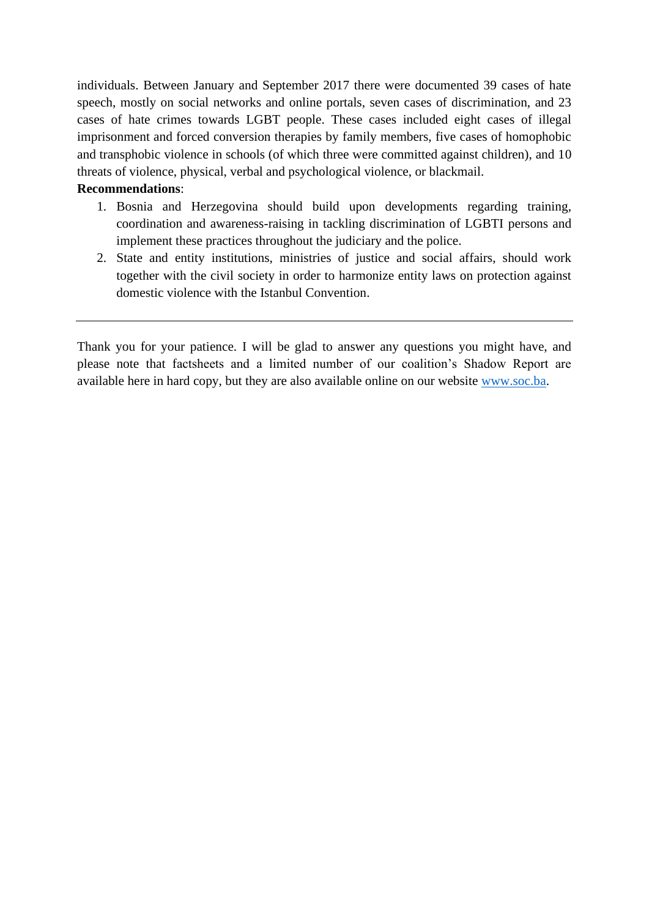individuals. Between January and September 2017 there were documented 39 cases of hate speech, mostly on social networks and online portals, seven cases of discrimination, and 23 cases of hate crimes towards LGBT people. These cases included eight cases of illegal imprisonment and forced conversion therapies by family members, five cases of homophobic and transphobic violence in schools (of which three were committed against children), and 10 threats of violence, physical, verbal and psychological violence, or blackmail.

**Recommendations**:

1. Bosnia and Herzegovina should build upon developments regarding training, coordination and awareness-raising in tackling discrimination of LGBTI persons and implement these practices throughout the judiciary and the police.
2. State and entity institutions, ministries of justice and social affairs, should work together with the civil society in order to harmonize entity laws on protection against domestic violence with the Istanbul Convention.

---

Thank you for your patience. I will be glad to answer any questions you might have, and please note that factsheets and a limited number of our coalition's Shadow Report are available here in hard copy, but they are also available online on our website [www.soc.ba](www.soc.ba).